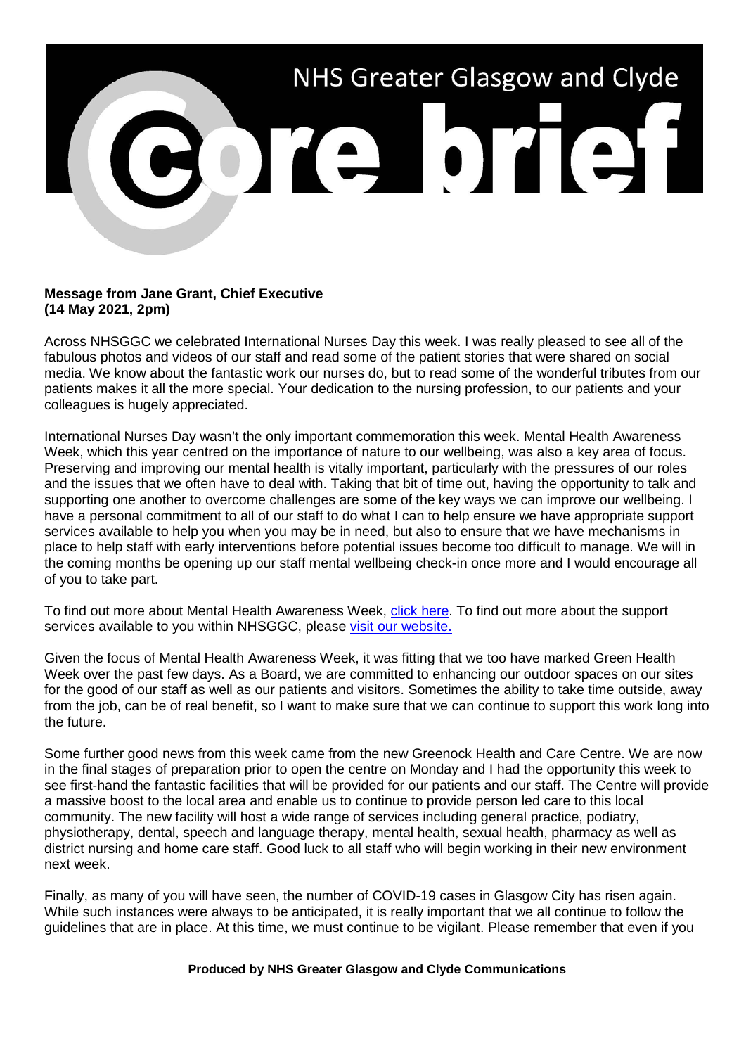# NHS Greater Glasgow and Clyde

# core brief

**Message from Jane Grant, Chief Executive**
**(14 May 2021, 2pm)**

Across NHSGGC we celebrated International Nurses Day this week. I was really pleased to see all of the fabulous photos and videos of our staff and read some of the patient stories that were shared on social media. We know about the fantastic work our nurses do, but to read some of the wonderful tributes from our patients makes it all the more special. Your dedication to the nursing profession, to our patients and your colleagues is hugely appreciated.

International Nurses Day wasn't the only important commemoration this week. Mental Health Awareness Week, which this year centred on the importance of nature to our wellbeing, was also a key area of focus. Preserving and improving our mental health is vitally important, particularly with the pressures of our roles and the issues that we often have to deal with. Taking that bit of time out, having the opportunity to talk and supporting one another to overcome challenges are some of the key ways we can improve our wellbeing. I have a personal commitment to all of our staff to do what I can to help ensure we have appropriate support services available to help you when you may be in need, but also to ensure that we have mechanisms in place to help staff with early interventions before potential issues become too difficult to manage. We will in the coming months be opening up our staff mental wellbeing check-in once more and I would encourage all of you to take part.

To find out more about Mental Health Awareness Week, [click here](). To find out more about the support services available to you within NHSGGC, please [visit our website.]()

Given the focus of Mental Health Awareness Week, it was fitting that we too have marked Green Health Week over the past few days. As a Board, we are committed to enhancing our outdoor spaces on our sites for the good of our staff as well as our patients and visitors. Sometimes the ability to take time outside, away from the job, can be of real benefit, so I want to make sure that we can continue to support this work long into the future.

Some further good news from this week came from the new Greenock Health and Care Centre. We are now in the final stages of preparation prior to open the centre on Monday and I had the opportunity this week to see first-hand the fantastic facilities that will be provided for our patients and our staff. The Centre will provide a massive boost to the local area and enable us to continue to provide person led care to this local community. The new facility will host a wide range of services including general practice, podiatry, physiotherapy, dental, speech and language therapy, mental health, sexual health, pharmacy as well as district nursing and home care staff. Good luck to all staff who will begin working in their new environment next week.

Finally, as many of you will have seen, the number of COVID-19 cases in Glasgow City has risen again. While such instances were always to be anticipated, it is really important that we all continue to follow the guidelines that are in place. At this time, we must continue to be vigilant. Please remember that even if you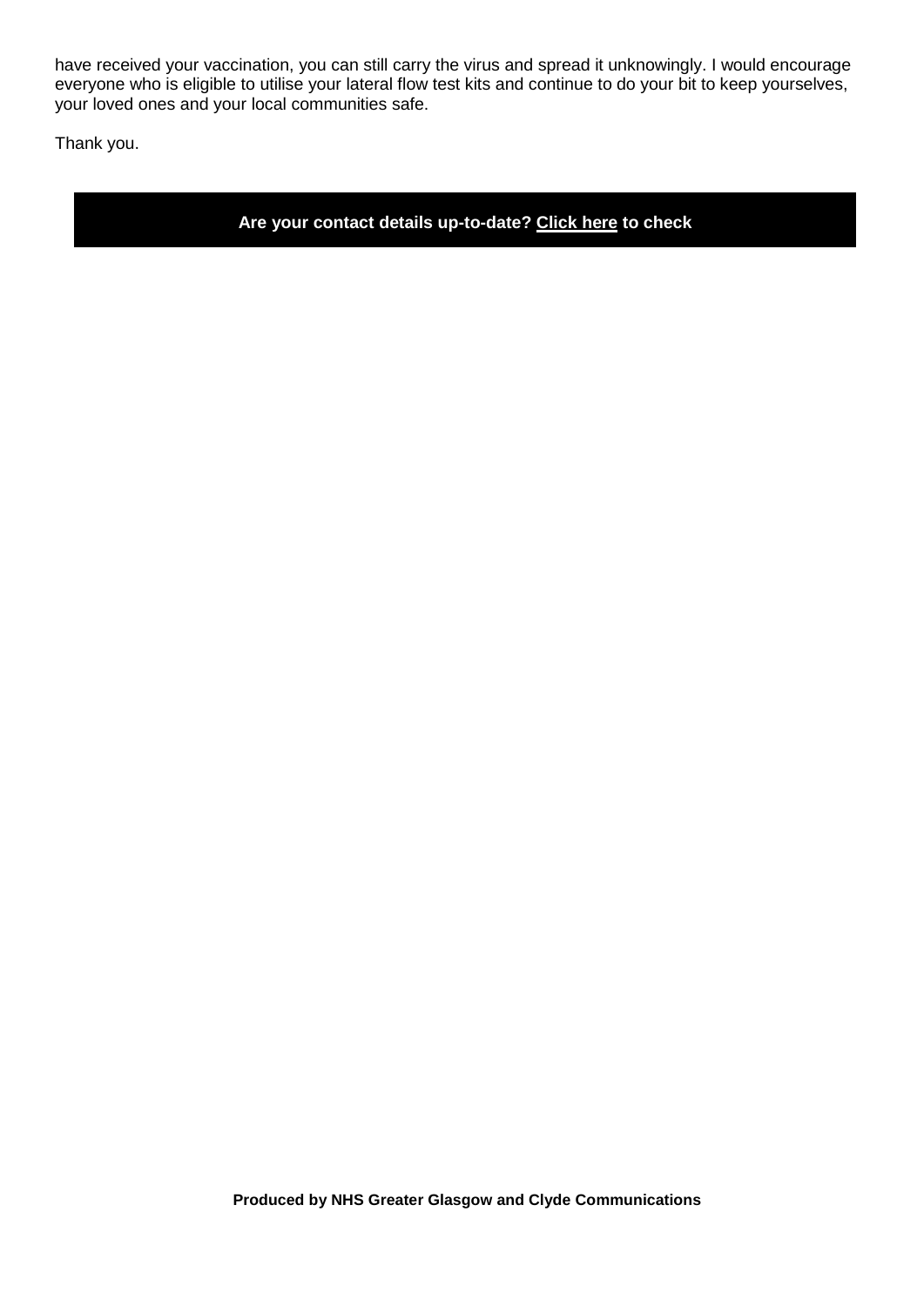have received your vaccination, you can still carry the virus and spread it unknowingly. I would encourage everyone who is eligible to utilise your lateral flow test kits and continue to do your bit to keep yourselves, your loved ones and your local communities safe.

Thank you.

**Are your contact details up-to-date? Click here to check**

**Produced by NHS Greater Glasgow and Clyde Communications**